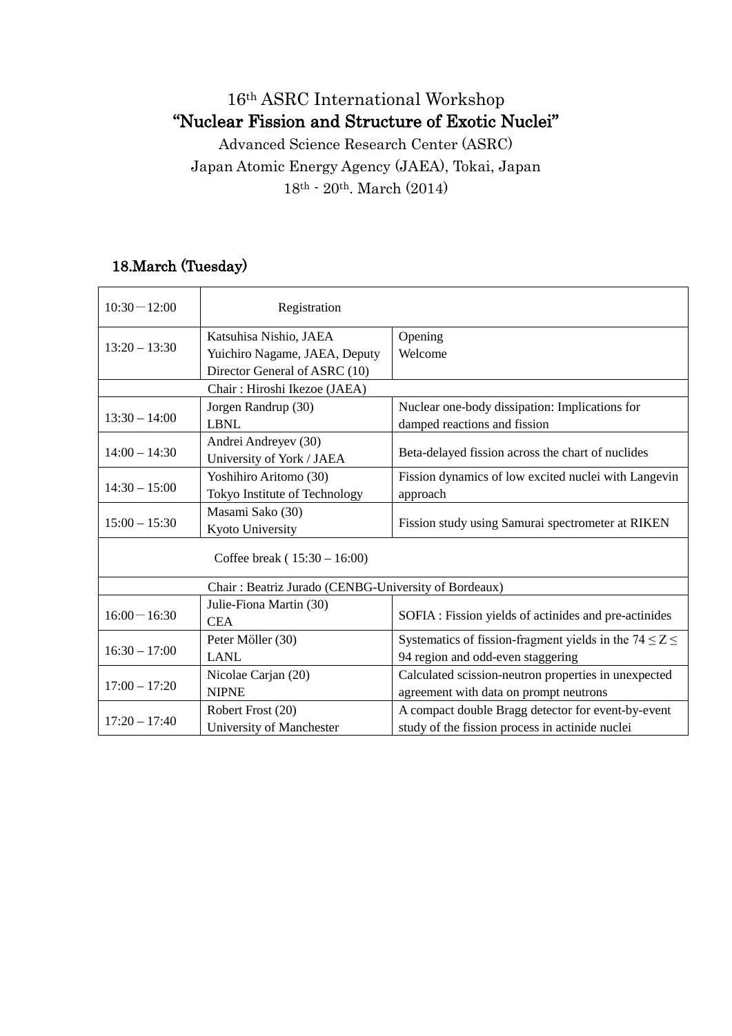# 16th ASRC International Workshop

## "Nuclear Fission and Structure of Exotic Nuclei"

Advanced Science Research Center (ASRC)

Japan Atomic Energy Agency (JAEA), Tokai, Japan

18th - 20th. March (2014)

### 18.March (Tuesday)

| | | |
|---|---|---|
| 10:30－12:00 | Registration | |
| 13:20 – 13:30 | Katsuhisa Nishio, JAEA<br>Yuichiro Nagame, JAEA, Deputy Director General of ASRC (10) | Opening<br>Welcome |
| | Chair : Hiroshi Ikezoe (JAEA) | |
| 13:30 – 14:00 | Jorgen Randrup (30)<br>LBNL | Nuclear one-body dissipation: Implications for damped reactions and fission |
| 14:00 – 14:30 | Andrei Andreyev (30)<br>University of York / JAEA | Beta-delayed fission across the chart of nuclides |
| 14:30 – 15:00 | Yoshihiro Aritomo (30)<br>Tokyo Institute of Technology | Fission dynamics of low excited nuclei with Langevin approach |
| 15:00 – 15:30 | Masami Sako (30)<br>Kyoto University | Fission study using Samurai spectrometer at RIKEN |
| | Coffee break ( 15:30 – 16:00) | |
| | Chair : Beatriz Jurado (CENBG-University of Bordeaux) | |
| 16:00－16:30 | Julie-Fiona Martin (30)<br>CEA | SOFIA : Fission yields of actinides and pre-actinides |
| 16:30 – 17:00 | Peter Möller (30)<br>LANL | Systematics of fission-fragment yields in the $74 \leq Z \leq 94$ region and odd-even staggering |
| 17:00 – 17:20 | Nicolae Carjan (20)<br>NIPNE | Calculated scission-neutron properties in unexpected agreement with data on prompt neutrons |
| 17:20 – 17:40 | Robert Frost (20)<br>University of Manchester | A compact double Bragg detector for event-by-event study of the fission process in actinide nuclei |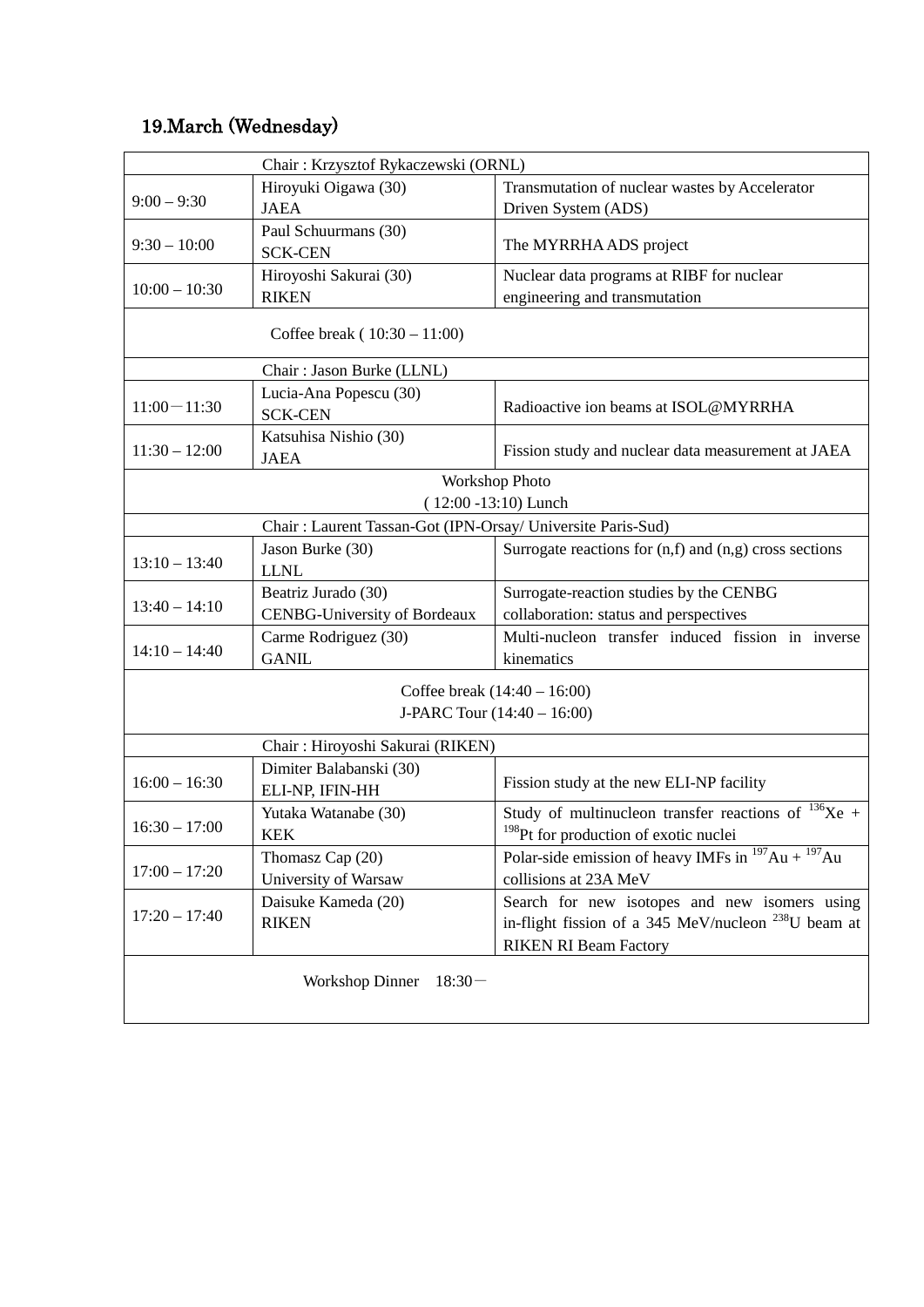## 19.March (Wednesday)

| Chair : Krzysztof Rykaczewski (ORNL) | | |
|---|---|---|
| 9:00 – 9:30 | Hiroyuki Oigawa (30)<br>JAEA | Transmutation of nuclear wastes by Accelerator Driven System (ADS) |
| 9:30 – 10:00 | Paul Schuurmans (30)<br>SCK-CEN | The MYRRHA ADS project |
| 10:00 – 10:30 | Hiroyoshi Sakurai (30)<br>RIKEN | Nuclear data programs at RIBF for nuclear engineering and transmutation |
| Coffee break ( 10:30 – 11:00) | | |
| Chair : Jason Burke (LLNL) | | |
| 11:00－11:30 | Lucia-Ana Popescu (30)<br>SCK-CEN | Radioactive ion beams at ISOL@MYRRHA |
| 11:30 – 12:00 | Katsuhisa Nishio (30)<br>JAEA | Fission study and nuclear data measurement at JAEA |
| Workshop Photo<br>( 12:00 -13:10) Lunch | | |
| Chair : Laurent Tassan-Got (IPN-Orsay/ Universite Paris-Sud) | | |
| 13:10 – 13:40 | Jason Burke (30)<br>LLNL | Surrogate reactions for (n,f) and (n,g) cross sections |
| 13:40 – 14:10 | Beatriz Jurado (30)<br>CENBG-University of Bordeaux | Surrogate-reaction studies by the CENBG collaboration: status and perspectives |
| 14:10 – 14:40 | Carme Rodriguez (30)<br>GANIL | Multi-nucleon transfer induced fission in inverse kinematics |
| Coffee break (14:40 – 16:00)<br>J-PARC Tour (14:40 – 16:00) | | |
| Chair : Hiroyoshi Sakurai (RIKEN) | | |
| 16:00 – 16:30 | Dimiter Balabanski (30)<br>ELI-NP, IFIN-HH | Fission study at the new ELI-NP facility |
| 16:30 – 17:00 | Yutaka Watanabe (30)<br>KEK | Study of multinucleon transfer reactions of $^{136}$Xe + $^{198}$Pt for production of exotic nuclei |
| 17:00 – 17:20 | Thomasz Cap (20)<br>University of Warsaw | Polar-side emission of heavy IMFs in $^{197}$Au + $^{197}$Au collisions at 23A MeV |
| 17:20 – 17:40 | Daisuke Kameda (20)<br>RIKEN | Search for new isotopes and new isomers using in-flight fission of a 345 MeV/nucleon $^{238}$U beam at RIKEN RI Beam Factory |
| Workshop Dinner　18:30－ | | |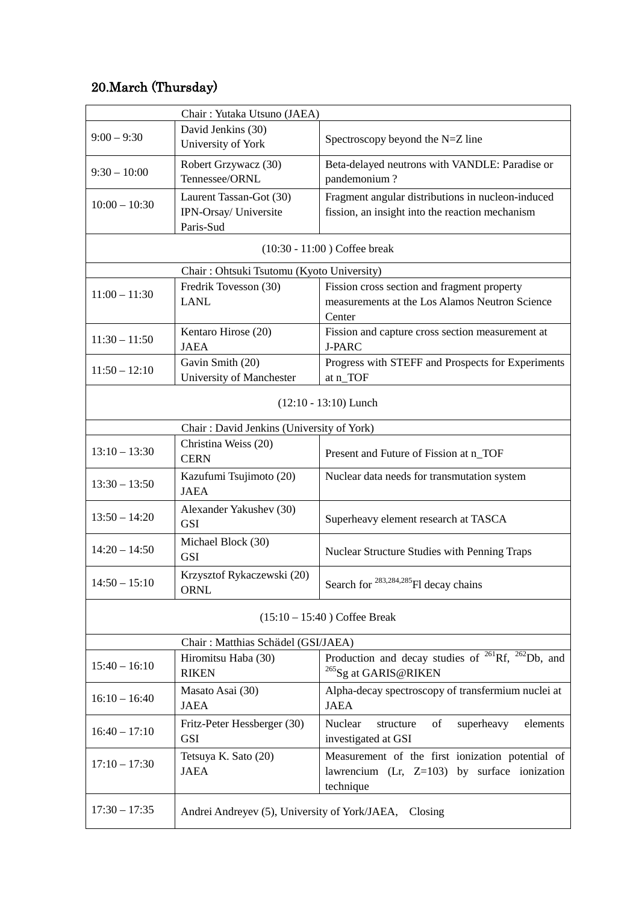## 20.March (Thursday)

| | | |
|---|---|---|
| Chair : Yutaka Utsuno (JAEA) | | |
| 9:00 – 9:30 | David Jenkins (30)<br>University of York | Spectroscopy beyond the N=Z line |
| 9:30 – 10:00 | Robert Grzywacz (30)<br>Tennessee/ORNL | Beta-delayed neutrons with VANDLE: Paradise or pandemonium ? |
| 10:00 – 10:30 | Laurent Tassan-Got (30)<br>IPN-Orsay/ Universite Paris-Sud | Fragment angular distributions in nucleon-induced fission, an insight into the reaction mechanism |
| (10:30 - 11:00 ) Coffee break | | |
| Chair : Ohtsuki Tsutomu (Kyoto University) | | |
| 11:00 – 11:30 | Fredrik Tovesson (30)<br>LANL | Fission cross section and fragment property measurements at the Los Alamos Neutron Science Center |
| 11:30 – 11:50 | Kentaro Hirose (20)<br>JAEA | Fission and capture cross section measurement at J-PARC |
| 11:50 – 12:10 | Gavin Smith (20)<br>University of Manchester | Progress with STEFF and Prospects for Experiments at n_TOF |
| (12:10 - 13:10) Lunch | | |
| Chair : David Jenkins (University of York) | | |
| 13:10 – 13:30 | Christina Weiss (20)<br>CERN | Present and Future of Fission at n_TOF |
| 13:30 – 13:50 | Kazufumi Tsujimoto (20)<br>JAEA | Nuclear data needs for transmutation system |
| 13:50 – 14:20 | Alexander Yakushev (30)<br>GSI | Superheavy element research at TASCA |
| 14:20 – 14:50 | Michael Block (30)<br>GSI | Nuclear Structure Studies with Penning Traps |
| 14:50 – 15:10 | Krzysztof Rykaczewski (20)<br>ORNL | Search for $^{283,284,285}$Fl decay chains |
| (15:10 – 15:40 ) Coffee Break | | |
| Chair : Matthias Schädel (GSI/JAEA) | | |
| 15:40 – 16:10 | Hiromitsu Haba (30)<br>RIKEN | Production and decay studies of $^{261}$Rf, $^{262}$Db, and $^{265}$Sg at GARIS@RIKEN |
| 16:10 – 16:40 | Masato Asai (30)<br>JAEA | Alpha-decay spectroscopy of transfermium nuclei at JAEA |
| 16:40 – 17:10 | Fritz-Peter Hessberger (30)<br>GSI | Nuclear structure of superheavy elements investigated at GSI |
| 17:10 – 17:30 | Tetsuya K. Sato (20)<br>JAEA | Measurement of the first ionization potential of lawrencium (Lr, Z=103) by surface ionization technique |
| 17:30 – 17:35 | Andrei Andreyev (5), University of York/JAEA, Closing | |